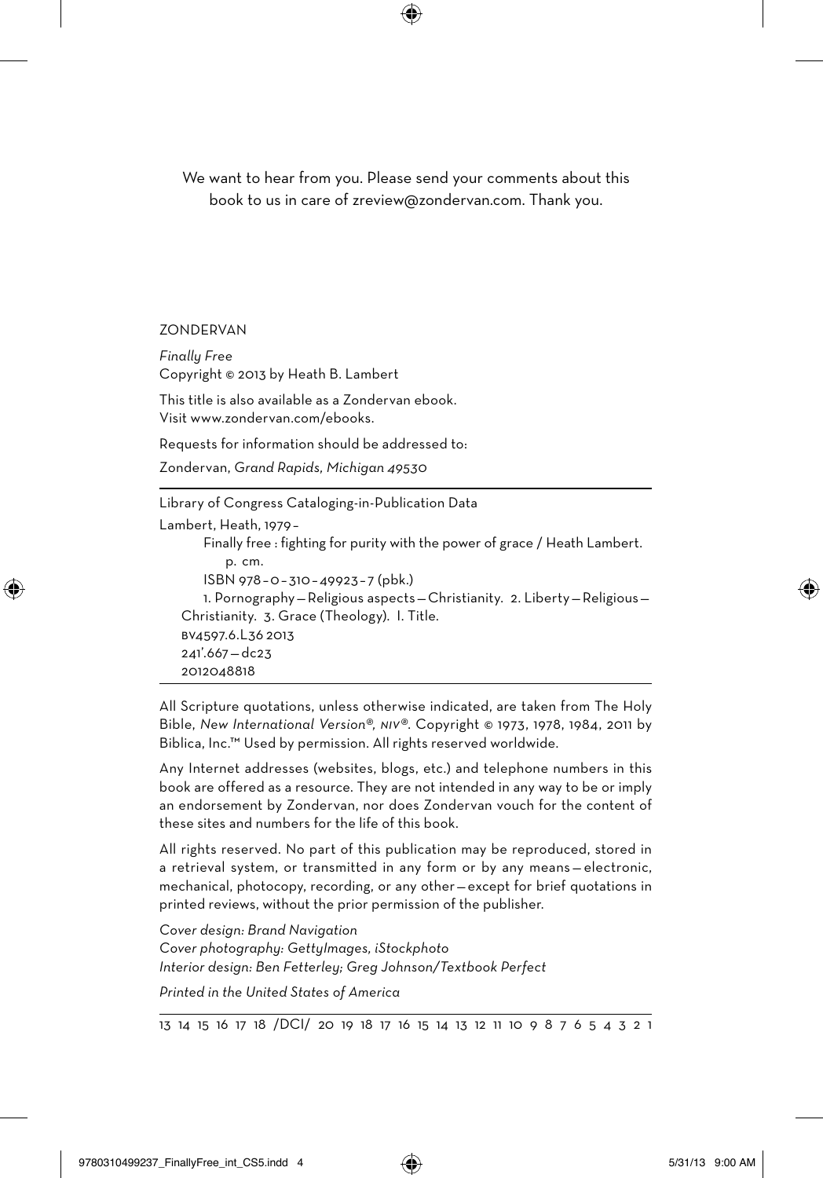We want to hear from you. Please send your comments about this book to us in care of zreview@zondervan.com. Thank you.

ZONDERVAN

*Finally Free*
Copyright © 2013 by Heath B. Lambert

This title is also available as a Zondervan ebook.
Visit www.zondervan.com/ebooks.

Requests for information should be addressed to:

Zondervan, *Grand Rapids, Michigan 49530*

---

Library of Congress Cataloging-in-Publication Data

Lambert, Heath, 1979–
Finally free : fighting for purity with the power of grace / Heath Lambert.
p. cm.
ISBN 978–0–310–49923–7 (pbk.)
1. Pornography—Religious aspects—Christianity. 2. Liberty—Religious—Christianity. 3. Grace (Theology). I. Title.
BV4597.6.L36 2013
241'.667—dc23
2012048818

---

All Scripture quotations, unless otherwise indicated, are taken from The Holy Bible, *New International Version®, NIV®*. Copyright © 1973, 1978, 1984, 2011 by Biblica, Inc.™ Used by permission. All rights reserved worldwide.

Any Internet addresses (websites, blogs, etc.) and telephone numbers in this book are offered as a resource. They are not intended in any way to be or imply an endorsement by Zondervan, nor does Zondervan vouch for the content of these sites and numbers for the life of this book.

All rights reserved. No part of this publication may be reproduced, stored in a retrieval system, or transmitted in any form or by any means—electronic, mechanical, photocopy, recording, or any other—except for brief quotations in printed reviews, without the prior permission of the publisher.

*Cover design: Brand Navigation*
*Cover photography: GettyImages, iStockphoto*
*Interior design: Ben Fetterley; Greg Johnson/Textbook Perfect*

*Printed in the United States of America*

---

13 14 15 16 17 18 /DCI/ 20 19 18 17 16 15 14 13 12 11 10 9 8 7 6 5 4 3 2 1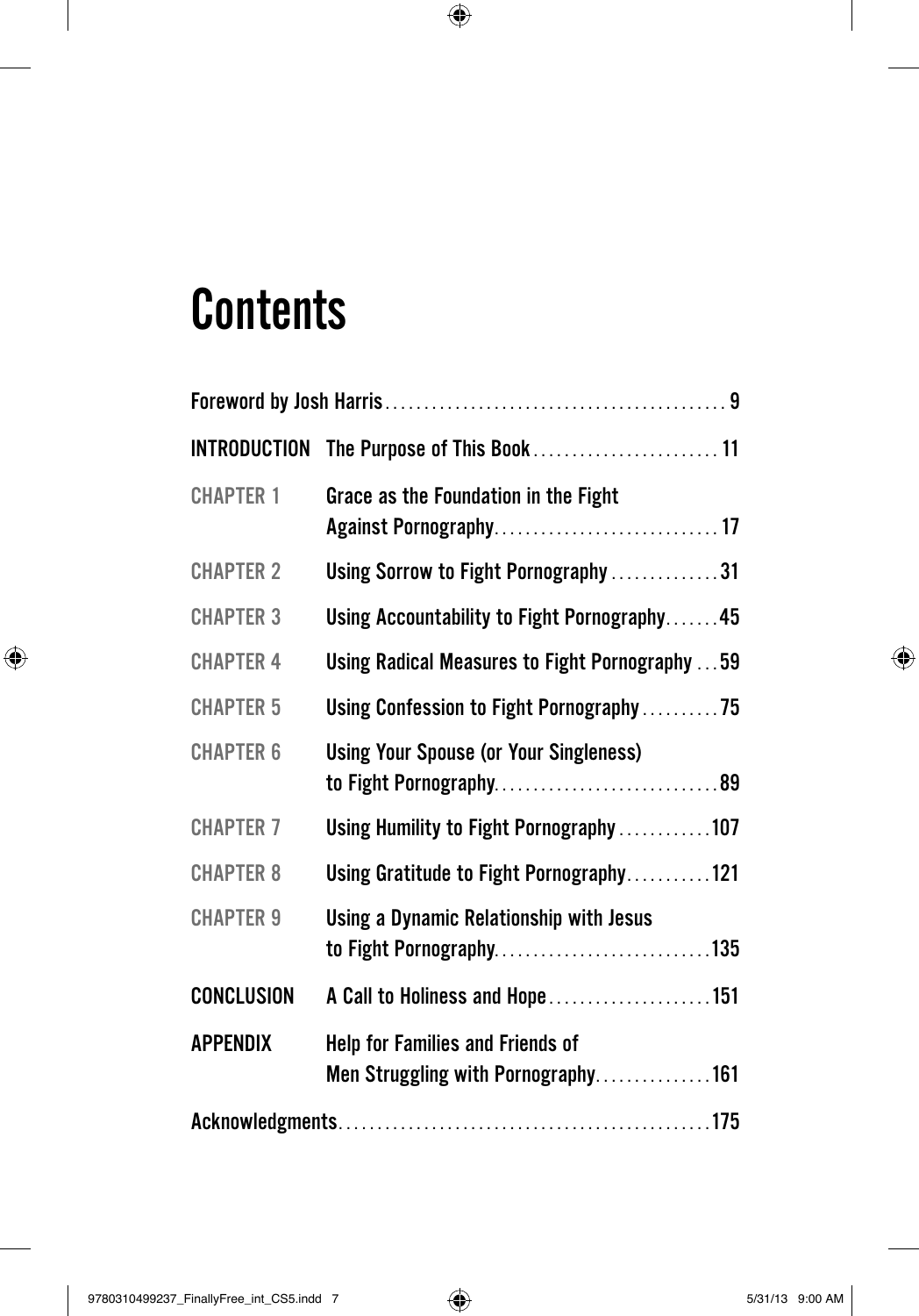# Contents

Foreword by Josh Harris ........................................ 9

INTRODUCTION The Purpose of This Book ........................ 11

CHAPTER 1 Grace as the Foundation in the Fight Against Pornography ........................ 17

CHAPTER 2 Using Sorrow to Fight Pornography .............. 31

CHAPTER 3 Using Accountability to Fight Pornography ....... 45

CHAPTER 4 Using Radical Measures to Fight Pornography ... 59

CHAPTER 5 Using Confession to Fight Pornography .......... 75

CHAPTER 6 Using Your Spouse (or Your Singleness) to Fight Pornography ........................ 89

CHAPTER 7 Using Humility to Fight Pornography ............ 107

CHAPTER 8 Using Gratitude to Fight Pornography ........... 121

CHAPTER 9 Using a Dynamic Relationship with Jesus to Fight Pornography ........................ 135

CONCLUSION A Call to Holiness and Hope ..................... 151

APPENDIX Help for Families and Friends of Men Struggling with Pornography ............... 161

Acknowledgments ................................................ 175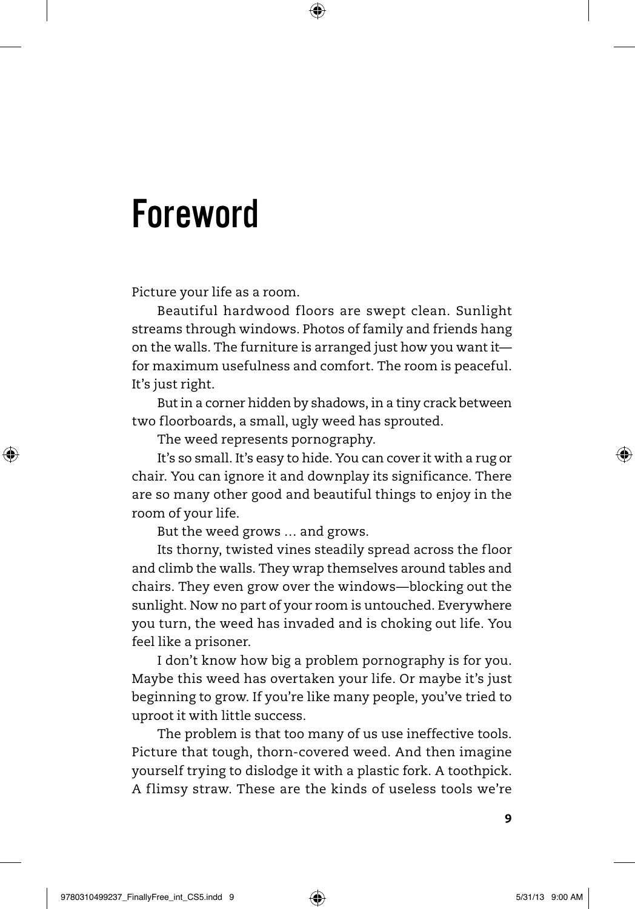# Foreword

Picture your life as a room.

Beautiful hardwood floors are swept clean. Sunlight streams through windows. Photos of family and friends hang on the walls. The furniture is arranged just how you want it—for maximum usefulness and comfort. The room is peaceful. It's just right.

But in a corner hidden by shadows, in a tiny crack between two floorboards, a small, ugly weed has sprouted.

The weed represents pornography.

It's so small. It's easy to hide. You can cover it with a rug or chair. You can ignore it and downplay its significance. There are so many other good and beautiful things to enjoy in the room of your life.

But the weed grows ... and grows.

Its thorny, twisted vines steadily spread across the floor and climb the walls. They wrap themselves around tables and chairs. They even grow over the windows—blocking out the sunlight. Now no part of your room is untouched. Everywhere you turn, the weed has invaded and is choking out life. You feel like a prisoner.

I don't know how big a problem pornography is for you. Maybe this weed has overtaken your life. Or maybe it's just beginning to grow. If you're like many people, you've tried to uproot it with little success.

The problem is that too many of us use ineffective tools. Picture that tough, thorn-covered weed. And then imagine yourself trying to dislodge it with a plastic fork. A toothpick. A flimsy straw. These are the kinds of useless tools we're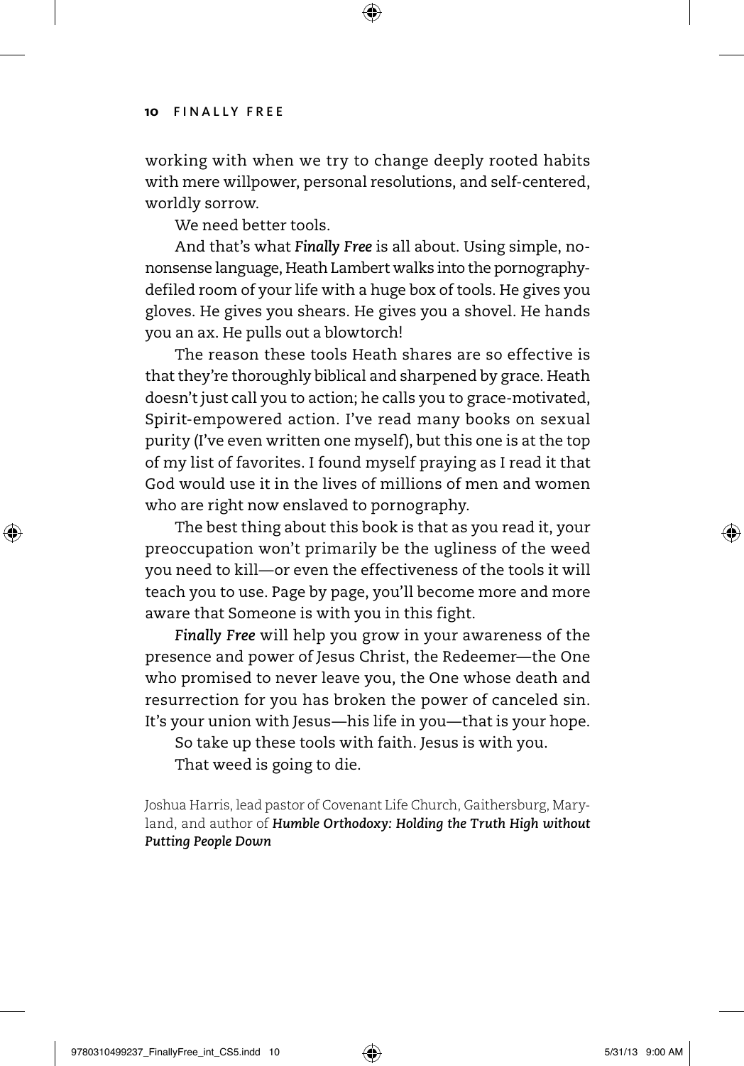working with when we try to change deeply rooted habits with mere willpower, personal resolutions, and self-centered, worldly sorrow.

We need better tools.

And that's what ***Finally Free*** is all about. Using simple, no-nonsense language, Heath Lambert walks into the pornography-defiled room of your life with a huge box of tools. He gives you gloves. He gives you shears. He gives you a shovel. He hands you an ax. He pulls out a blowtorch!

The reason these tools Heath shares are so effective is that they're thoroughly biblical and sharpened by grace. Heath doesn't just call you to action; he calls you to grace-motivated, Spirit-empowered action. I've read many books on sexual purity (I've even written one myself), but this one is at the top of my list of favorites. I found myself praying as I read it that God would use it in the lives of millions of men and women who are right now enslaved to pornography.

The best thing about this book is that as you read it, your preoccupation won't primarily be the ugliness of the weed you need to kill—or even the effectiveness of the tools it will teach you to use. Page by page, you'll become more and more aware that Someone is with you in this fight.

***Finally Free*** will help you grow in your awareness of the presence and power of Jesus Christ, the Redeemer—the One who promised to never leave you, the One whose death and resurrection for you has broken the power of canceled sin. It's your union with Jesus—his life in you—that is your hope.

So take up these tools with faith. Jesus is with you.

That weed is going to die.

Joshua Harris, lead pastor of Covenant Life Church, Gaithersburg, Maryland, and author of ***Humble Orthodoxy: Holding the Truth High without Putting People Down***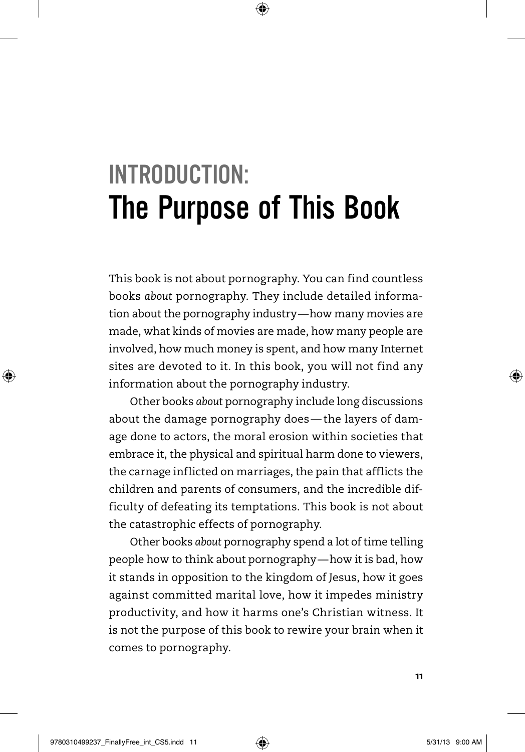# INTRODUCTION: The Purpose of This Book

This book is not about pornography. You can find countless books *about* pornography. They include detailed information about the pornography industry—how many movies are made, what kinds of movies are made, how many people are involved, how much money is spent, and how many Internet sites are devoted to it. In this book, you will not find any information about the pornography industry.

Other books *about* pornography include long discussions about the damage pornography does—the layers of damage done to actors, the moral erosion within societies that embrace it, the physical and spiritual harm done to viewers, the carnage inflicted on marriages, the pain that afflicts the children and parents of consumers, and the incredible difficulty of defeating its temptations. This book is not about the catastrophic effects of pornography.

Other books *about* pornography spend a lot of time telling people how to think about pornography—how it is bad, how it stands in opposition to the kingdom of Jesus, how it goes against committed marital love, how it impedes ministry productivity, and how it harms one's Christian witness. It is not the purpose of this book to rewire your brain when it comes to pornography.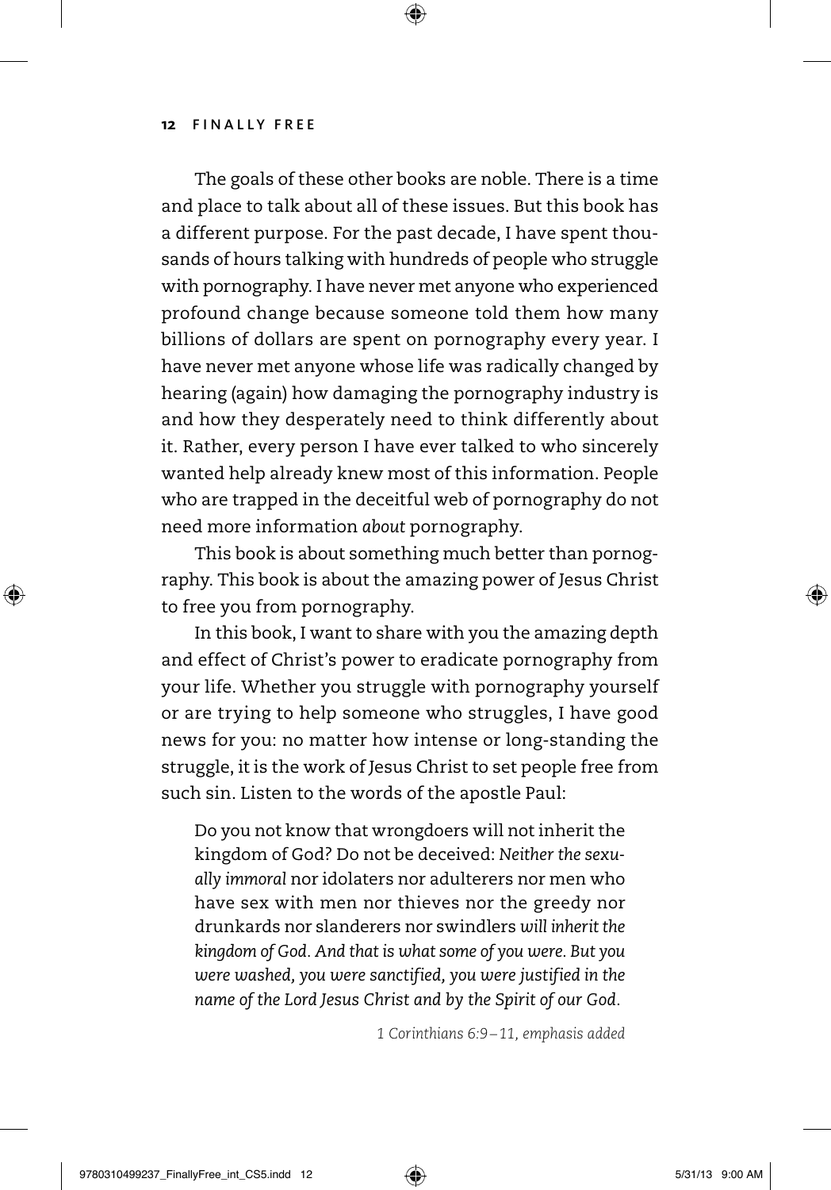The goals of these other books are noble. There is a time and place to talk about all of these issues. But this book has a different purpose. For the past decade, I have spent thousands of hours talking with hundreds of people who struggle with pornography. I have never met anyone who experienced profound change because someone told them how many billions of dollars are spent on pornography every year. I have never met anyone whose life was radically changed by hearing (again) how damaging the pornography industry is and how they desperately need to think differently about it. Rather, every person I have ever talked to who sincerely wanted help already knew most of this information. People who are trapped in the deceitful web of pornography do not need more information *about* pornography.

This book is about something much better than pornography. This book is about the amazing power of Jesus Christ to free you from pornography.

In this book, I want to share with you the amazing depth and effect of Christ's power to eradicate pornography from your life. Whether you struggle with pornography yourself or are trying to help someone who struggles, I have good news for you: no matter how intense or long-standing the struggle, it is the work of Jesus Christ to set people free from such sin. Listen to the words of the apostle Paul:

> Do you not know that wrongdoers will not inherit the kingdom of God? Do not be deceived: *Neither the sexually immoral* nor idolaters nor adulterers nor men who have sex with men nor thieves nor the greedy nor drunkards nor slanderers nor swindlers *will inherit the kingdom of God. And that is what some of you were. But you were washed, you were sanctified, you were justified in the name of the Lord Jesus Christ and by the Spirit of our God.*
>
> *1 Corinthians 6:9–11, emphasis added*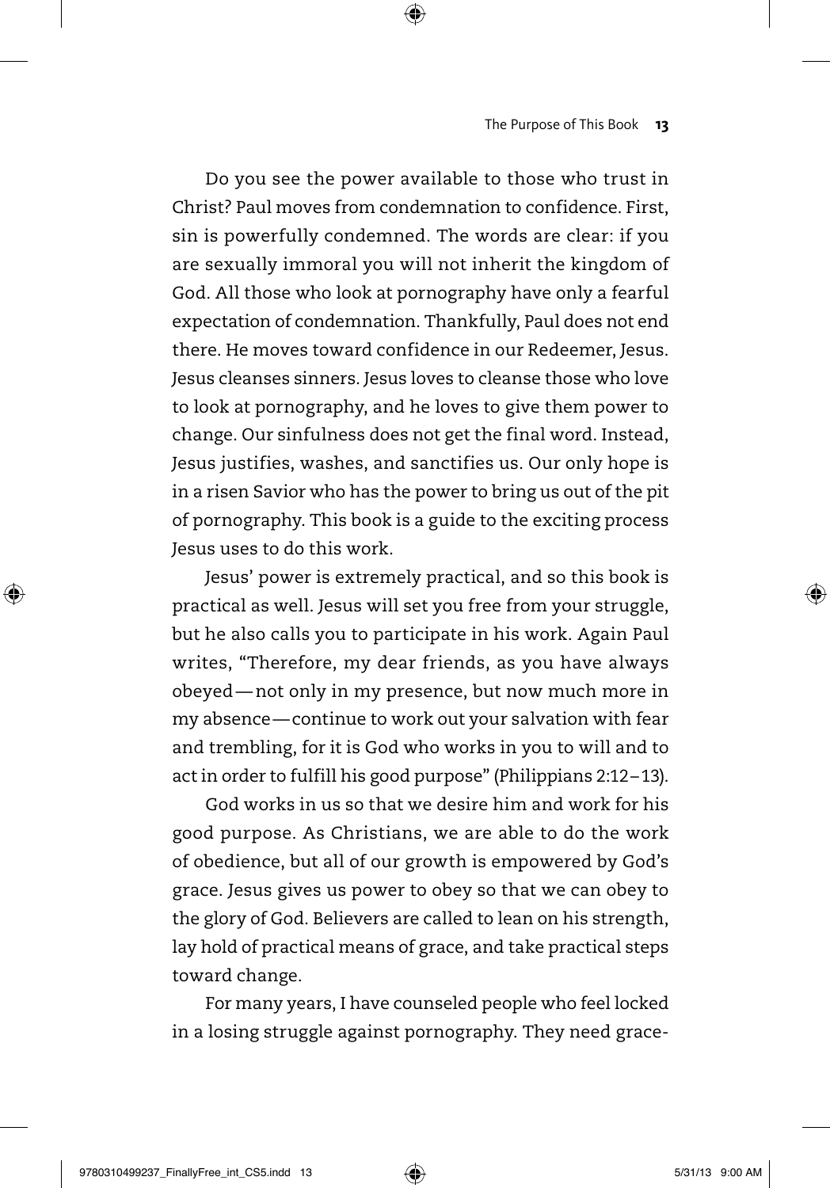Do you see the power available to those who trust in Christ? Paul moves from condemnation to confidence. First, sin is powerfully condemned. The words are clear: if you are sexually immoral you will not inherit the kingdom of God. All those who look at pornography have only a fearful expectation of condemnation. Thankfully, Paul does not end there. He moves toward confidence in our Redeemer, Jesus. Jesus cleanses sinners. Jesus loves to cleanse those who love to look at pornography, and he loves to give them power to change. Our sinfulness does not get the final word. Instead, Jesus justifies, washes, and sanctifies us. Our only hope is in a risen Savior who has the power to bring us out of the pit of pornography. This book is a guide to the exciting process Jesus uses to do this work.

Jesus' power is extremely practical, and so this book is practical as well. Jesus will set you free from your struggle, but he also calls you to participate in his work. Again Paul writes, "Therefore, my dear friends, as you have always obeyed — not only in my presence, but now much more in my absence — continue to work out your salvation with fear and trembling, for it is God who works in you to will and to act in order to fulfill his good purpose" (Philippians 2:12–13).

God works in us so that we desire him and work for his good purpose. As Christians, we are able to do the work of obedience, but all of our growth is empowered by God's grace. Jesus gives us power to obey so that we can obey to the glory of God. Believers are called to lean on his strength, lay hold of practical means of grace, and take practical steps toward change.

For many years, I have counseled people who feel locked in a losing struggle against pornography. They need grace-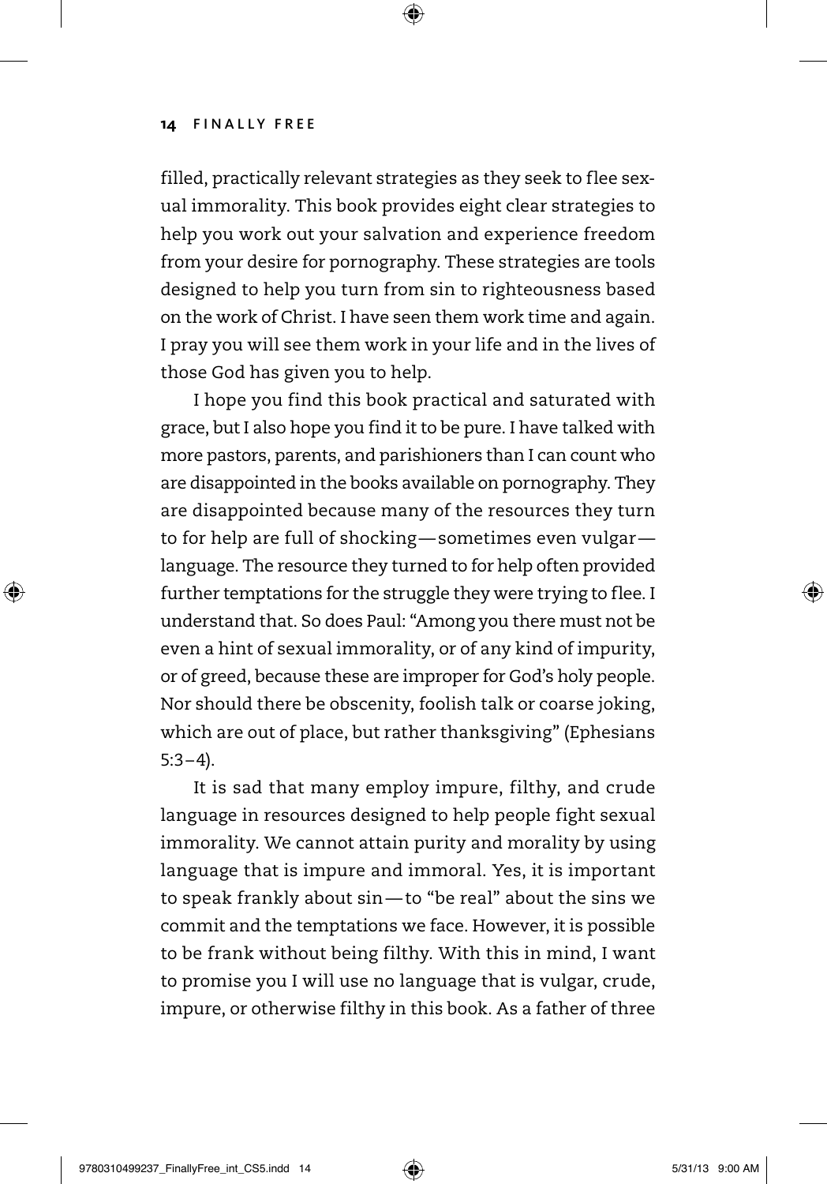filled, practically relevant strategies as they seek to flee sexual immorality. This book provides eight clear strategies to help you work out your salvation and experience freedom from your desire for pornography. These strategies are tools designed to help you turn from sin to righteousness based on the work of Christ. I have seen them work time and again. I pray you will see them work in your life and in the lives of those God has given you to help.

I hope you find this book practical and saturated with grace, but I also hope you find it to be pure. I have talked with more pastors, parents, and parishioners than I can count who are disappointed in the books available on pornography. They are disappointed because many of the resources they turn to for help are full of shocking—sometimes even vulgar—language. The resource they turned to for help often provided further temptations for the struggle they were trying to flee. I understand that. So does Paul: "Among you there must not be even a hint of sexual immorality, or of any kind of impurity, or of greed, because these are improper for God's holy people. Nor should there be obscenity, foolish talk or coarse joking, which are out of place, but rather thanksgiving" (Ephesians 5:3–4).

It is sad that many employ impure, filthy, and crude language in resources designed to help people fight sexual immorality. We cannot attain purity and morality by using language that is impure and immoral. Yes, it is important to speak frankly about sin—to "be real" about the sins we commit and the temptations we face. However, it is possible to be frank without being filthy. With this in mind, I want to promise you I will use no language that is vulgar, crude, impure, or otherwise filthy in this book. As a father of three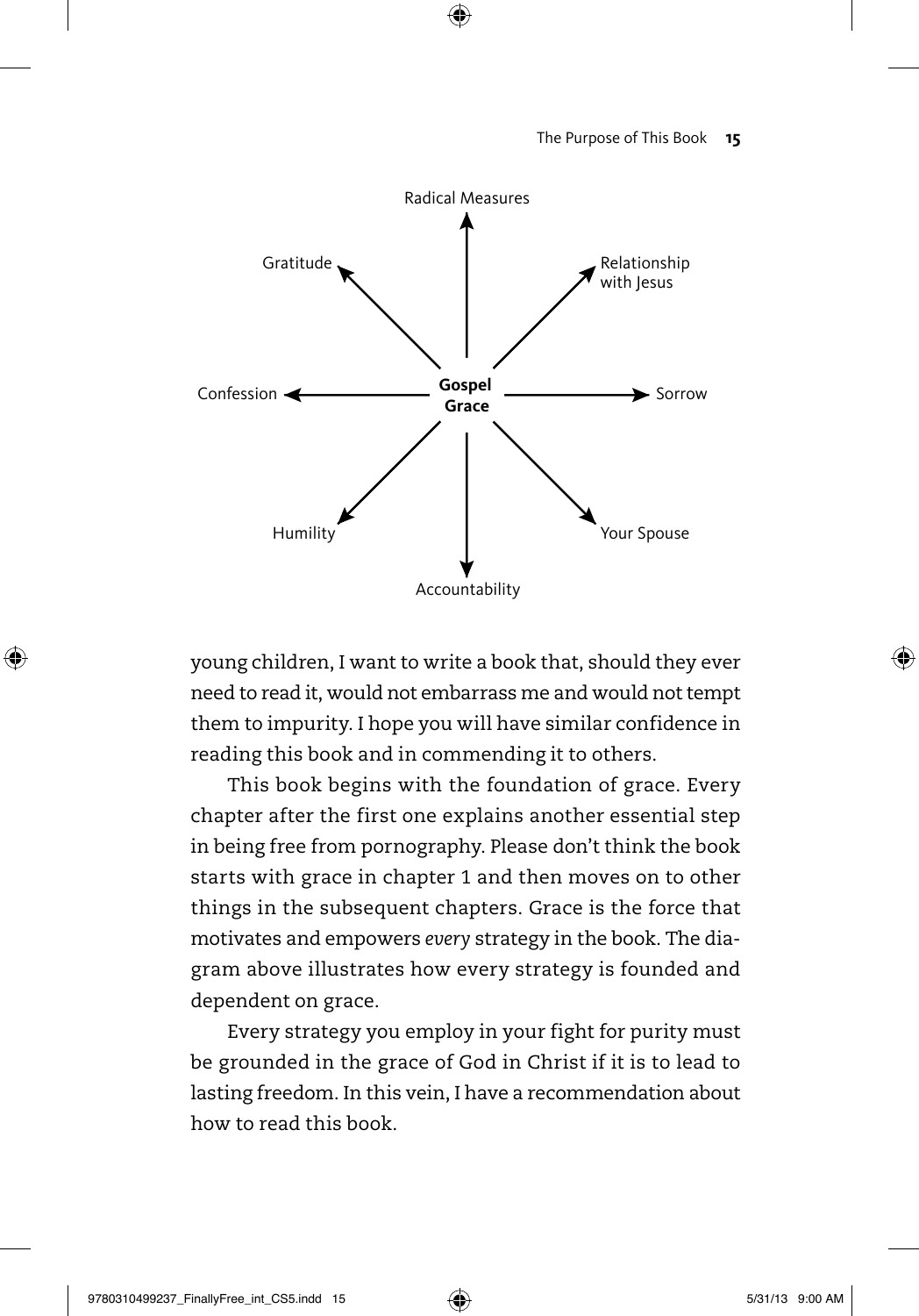Gospel Grace → Radical Measures, Relationship with Jesus, Sorrow, Your Spouse, Accountability, Humility, Confession, Gratitude

young children, I want to write a book that, should they ever need to read it, would not embarrass me and would not tempt them to impurity. I hope you will have similar confidence in reading this book and in commending it to others.

This book begins with the foundation of grace. Every chapter after the first one explains another essential step in being free from pornography. Please don't think the book starts with grace in chapter 1 and then moves on to other things in the subsequent chapters. Grace is the force that motivates and empowers *every* strategy in the book. The diagram above illustrates how every strategy is founded and dependent on grace.

Every strategy you employ in your fight for purity must be grounded in the grace of God in Christ if it is to lead to lasting freedom. In this vein, I have a recommendation about how to read this book.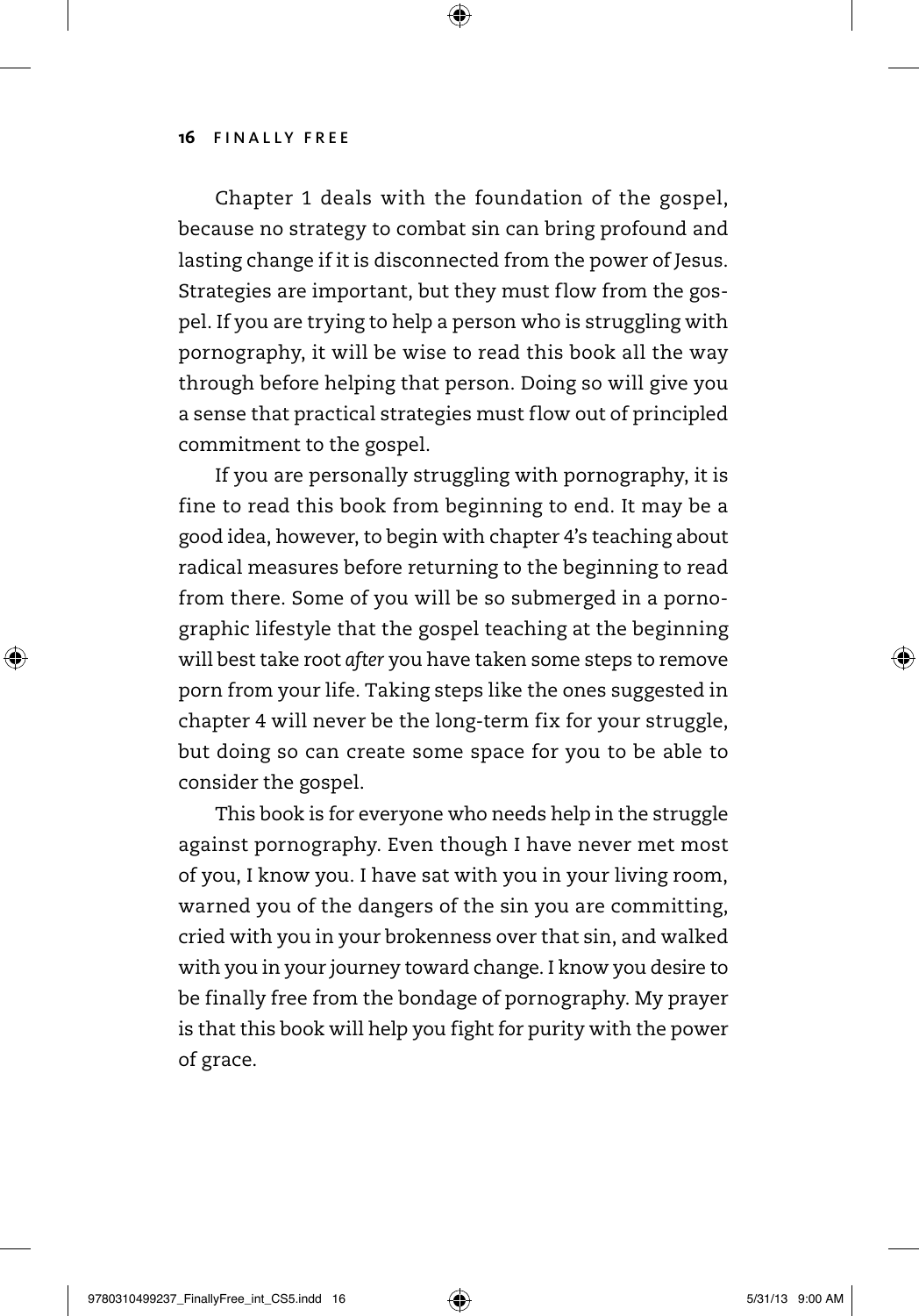Chapter 1 deals with the foundation of the gospel, because no strategy to combat sin can bring profound and lasting change if it is disconnected from the power of Jesus. Strategies are important, but they must flow from the gospel. If you are trying to help a person who is struggling with pornography, it will be wise to read this book all the way through before helping that person. Doing so will give you a sense that practical strategies must flow out of principled commitment to the gospel.

If you are personally struggling with pornography, it is fine to read this book from beginning to end. It may be a good idea, however, to begin with chapter 4's teaching about radical measures before returning to the beginning to read from there. Some of you will be so submerged in a pornographic lifestyle that the gospel teaching at the beginning will best take root *after* you have taken some steps to remove porn from your life. Taking steps like the ones suggested in chapter 4 will never be the long-term fix for your struggle, but doing so can create some space for you to be able to consider the gospel.

This book is for everyone who needs help in the struggle against pornography. Even though I have never met most of you, I know you. I have sat with you in your living room, warned you of the dangers of the sin you are committing, cried with you in your brokenness over that sin, and walked with you in your journey toward change. I know you desire to be finally free from the bondage of pornography. My prayer is that this book will help you fight for purity with the power of grace.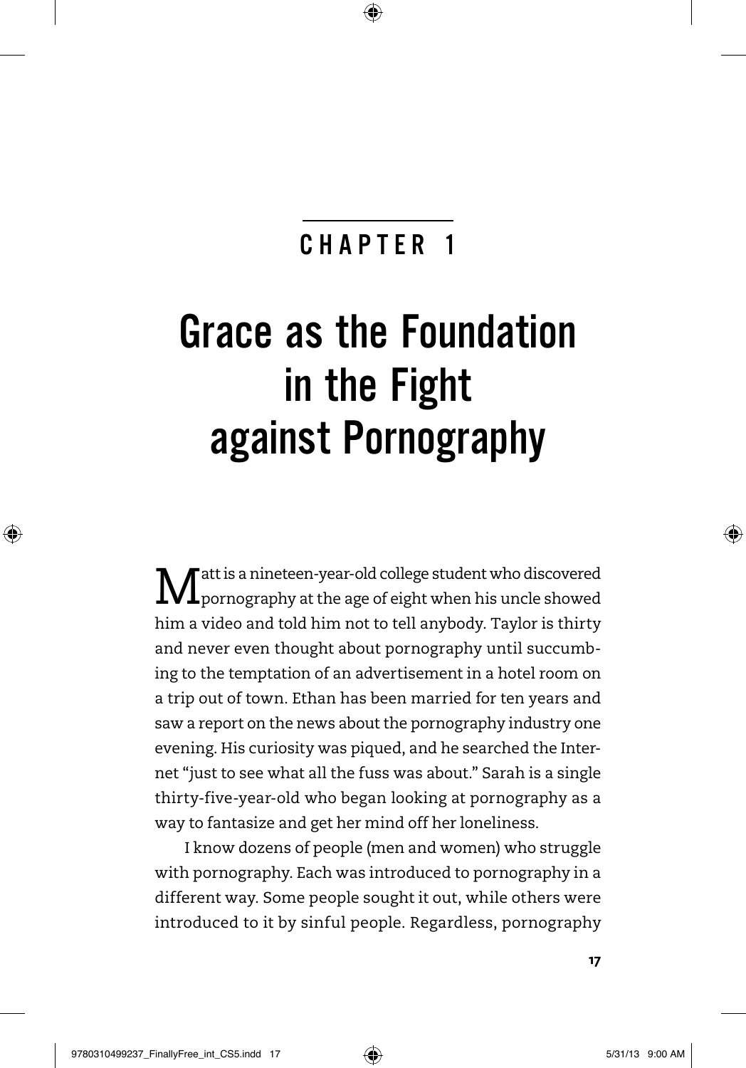# CHAPTER 1

# Grace as the Foundation in the Fight against Pornography

Matt is a nineteen-year-old college student who discovered pornography at the age of eight when his uncle showed him a video and told him not to tell anybody. Taylor is thirty and never even thought about pornography until succumbing to the temptation of an advertisement in a hotel room on a trip out of town. Ethan has been married for ten years and saw a report on the news about the pornography industry one evening. His curiosity was piqued, and he searched the Internet "just to see what all the fuss was about." Sarah is a single thirty-five-year-old who began looking at pornography as a way to fantasize and get her mind off her loneliness.

I know dozens of people (men and women) who struggle with pornography. Each was introduced to pornography in a different way. Some people sought it out, while others were introduced to it by sinful people. Regardless, pornography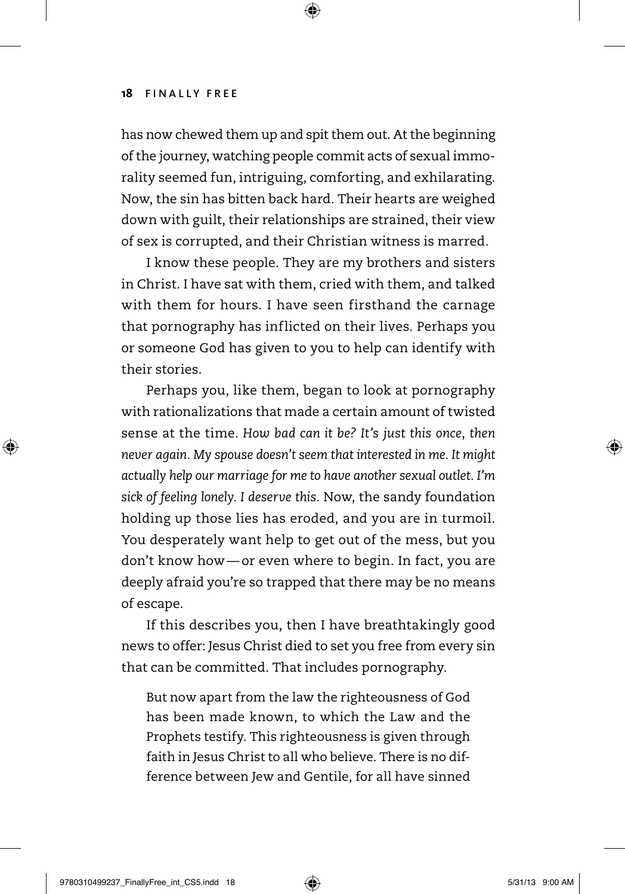has now chewed them up and spit them out. At the beginning of the journey, watching people commit acts of sexual immorality seemed fun, intriguing, comforting, and exhilarating. Now, the sin has bitten back hard. Their hearts are weighed down with guilt, their relationships are strained, their view of sex is corrupted, and their Christian witness is marred.

I know these people. They are my brothers and sisters in Christ. I have sat with them, cried with them, and talked with them for hours. I have seen firsthand the carnage that pornography has inflicted on their lives. Perhaps you or someone God has given to you to help can identify with their stories.

Perhaps you, like them, began to look at pornography with rationalizations that made a certain amount of twisted sense at the time. *How bad can it be? It's just this once, then never again. My spouse doesn't seem that interested in me. It might actually help our marriage for me to have another sexual outlet. I'm sick of feeling lonely. I deserve this.* Now, the sandy foundation holding up those lies has eroded, and you are in turmoil. You desperately want help to get out of the mess, but you don't know how — or even where to begin. In fact, you are deeply afraid you're so trapped that there may be no means of escape.

If this describes you, then I have breathtakingly good news to offer: Jesus Christ died to set you free from every sin that can be committed. That includes pornography.

> But now apart from the law the righteousness of God has been made known, to which the Law and the Prophets testify. This righteousness is given through faith in Jesus Christ to all who believe. There is no difference between Jew and Gentile, for all have sinned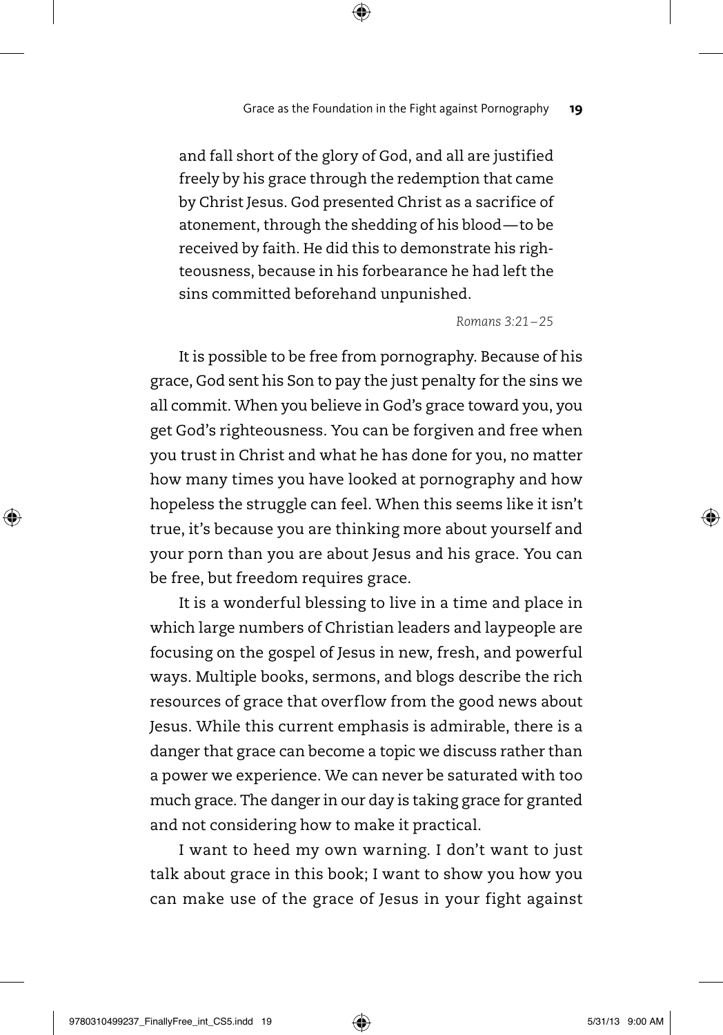and fall short of the glory of God, and all are justified freely by his grace through the redemption that came by Christ Jesus. God presented Christ as a sacrifice of atonement, through the shedding of his blood—to be received by faith. He did this to demonstrate his righteousness, because in his forbearance he had left the sins committed beforehand unpunished.

*Romans 3:21–25*

It is possible to be free from pornography. Because of his grace, God sent his Son to pay the just penalty for the sins we all commit. When you believe in God's grace toward you, you get God's righteousness. You can be forgiven and free when you trust in Christ and what he has done for you, no matter how many times you have looked at pornography and how hopeless the struggle can feel. When this seems like it isn't true, it's because you are thinking more about yourself and your porn than you are about Jesus and his grace. You can be free, but freedom requires grace.

It is a wonderful blessing to live in a time and place in which large numbers of Christian leaders and laypeople are focusing on the gospel of Jesus in new, fresh, and powerful ways. Multiple books, sermons, and blogs describe the rich resources of grace that overflow from the good news about Jesus. While this current emphasis is admirable, there is a danger that grace can become a topic we discuss rather than a power we experience. We can never be saturated with too much grace. The danger in our day is taking grace for granted and not considering how to make it practical.

I want to heed my own warning. I don't want to just talk about grace in this book; I want to show you how you can make use of the grace of Jesus in your fight against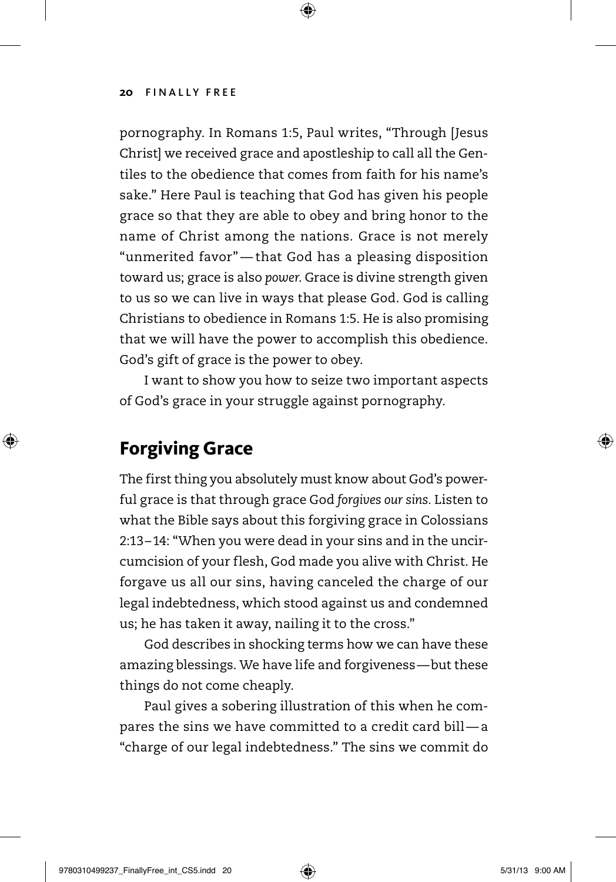pornography. In Romans 1:5, Paul writes, "Through [Jesus Christ] we received grace and apostleship to call all the Gentiles to the obedience that comes from faith for his name's sake." Here Paul is teaching that God has given his people grace so that they are able to obey and bring honor to the name of Christ among the nations. Grace is not merely "unmerited favor" — that God has a pleasing disposition toward us; grace is also *power*. Grace is divine strength given to us so we can live in ways that please God. God is calling Christians to obedience in Romans 1:5. He is also promising that we will have the power to accomplish this obedience. God's gift of grace is the power to obey.

I want to show you how to seize two important aspects of God's grace in your struggle against pornography.

## Forgiving Grace

The first thing you absolutely must know about God's powerful grace is that through grace God *forgives our sins*. Listen to what the Bible says about this forgiving grace in Colossians 2:13–14: "When you were dead in your sins and in the uncircumcision of your flesh, God made you alive with Christ. He forgave us all our sins, having canceled the charge of our legal indebtedness, which stood against us and condemned us; he has taken it away, nailing it to the cross."

God describes in shocking terms how we can have these amazing blessings. We have life and forgiveness — but these things do not come cheaply.

Paul gives a sobering illustration of this when he compares the sins we have committed to a credit card bill — a "charge of our legal indebtedness." The sins we commit do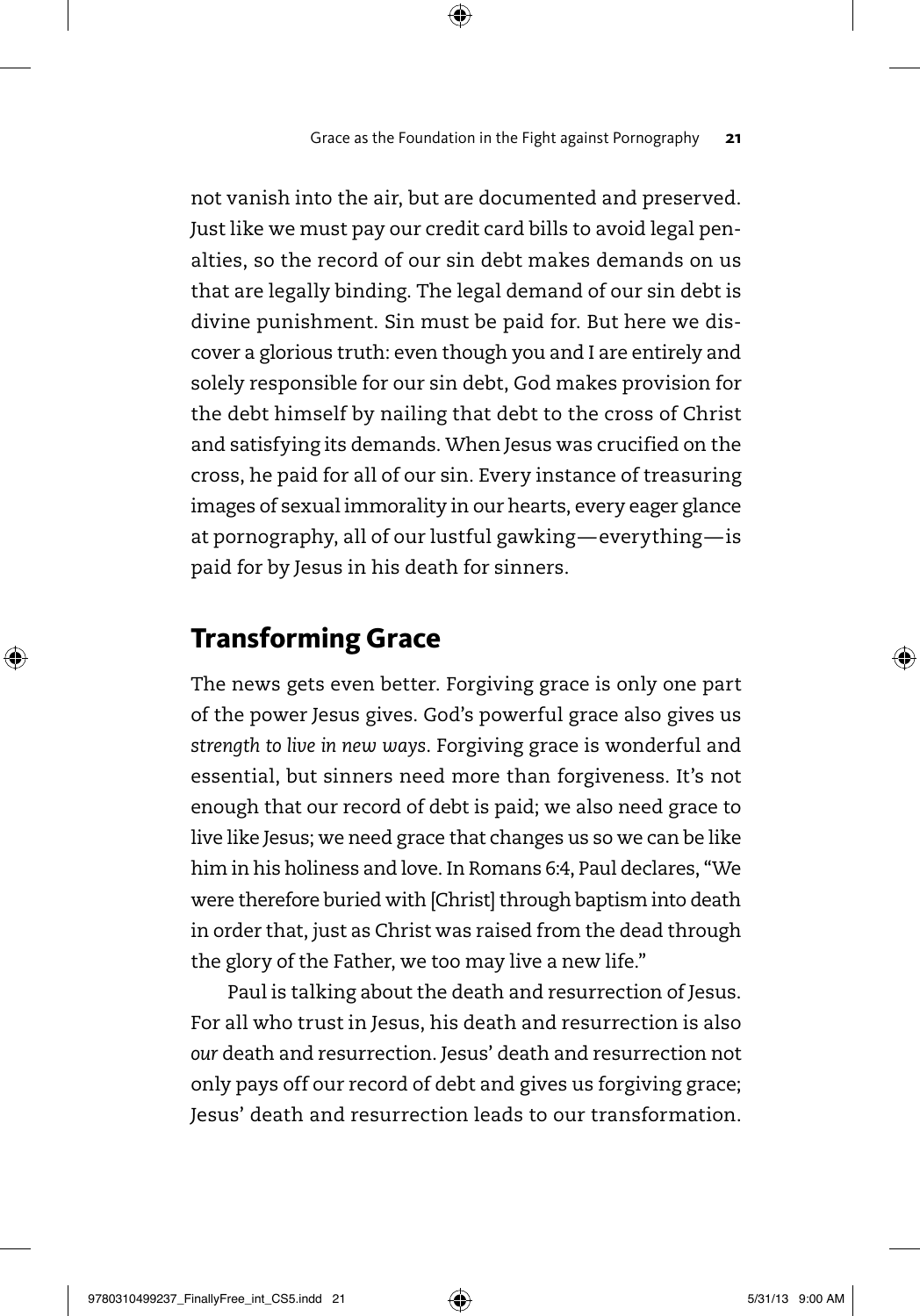not vanish into the air, but are documented and preserved. Just like we must pay our credit card bills to avoid legal penalties, so the record of our sin debt makes demands on us that are legally binding. The legal demand of our sin debt is divine punishment. Sin must be paid for. But here we discover a glorious truth: even though you and I are entirely and solely responsible for our sin debt, God makes provision for the debt himself by nailing that debt to the cross of Christ and satisfying its demands. When Jesus was crucified on the cross, he paid for all of our sin. Every instance of treasuring images of sexual immorality in our hearts, every eager glance at pornography, all of our lustful gawking—everything—is paid for by Jesus in his death for sinners.

## Transforming Grace

The news gets even better. Forgiving grace is only one part of the power Jesus gives. God's powerful grace also gives us *strength to live in new ways*. Forgiving grace is wonderful and essential, but sinners need more than forgiveness. It's not enough that our record of debt is paid; we also need grace to live like Jesus; we need grace that changes us so we can be like him in his holiness and love. In Romans 6:4, Paul declares, "We were therefore buried with [Christ] through baptism into death in order that, just as Christ was raised from the dead through the glory of the Father, we too may live a new life."

Paul is talking about the death and resurrection of Jesus. For all who trust in Jesus, his death and resurrection is also *our* death and resurrection. Jesus' death and resurrection not only pays off our record of debt and gives us forgiving grace; Jesus' death and resurrection leads to our transformation.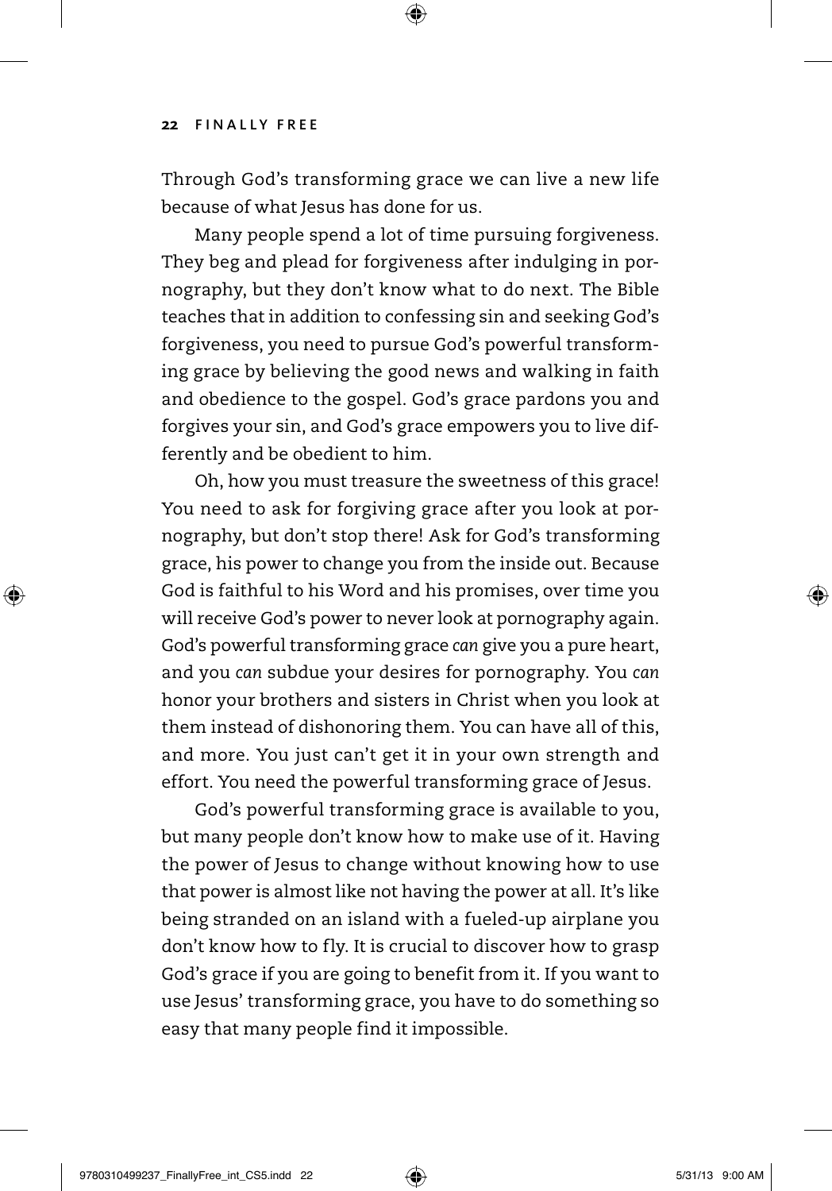Through God's transforming grace we can live a new life because of what Jesus has done for us.

Many people spend a lot of time pursuing forgiveness. They beg and plead for forgiveness after indulging in pornography, but they don't know what to do next. The Bible teaches that in addition to confessing sin and seeking God's forgiveness, you need to pursue God's powerful transforming grace by believing the good news and walking in faith and obedience to the gospel. God's grace pardons you and forgives your sin, and God's grace empowers you to live differently and be obedient to him.

Oh, how you must treasure the sweetness of this grace! You need to ask for forgiving grace after you look at pornography, but don't stop there! Ask for God's transforming grace, his power to change you from the inside out. Because God is faithful to his Word and his promises, over time you will receive God's power to never look at pornography again. God's powerful transforming grace *can* give you a pure heart, and you *can* subdue your desires for pornography. You *can* honor your brothers and sisters in Christ when you look at them instead of dishonoring them. You can have all of this, and more. You just can't get it in your own strength and effort. You need the powerful transforming grace of Jesus.

God's powerful transforming grace is available to you, but many people don't know how to make use of it. Having the power of Jesus to change without knowing how to use that power is almost like not having the power at all. It's like being stranded on an island with a fueled-up airplane you don't know how to fly. It is crucial to discover how to grasp God's grace if you are going to benefit from it. If you want to use Jesus' transforming grace, you have to do something so easy that many people find it impossible.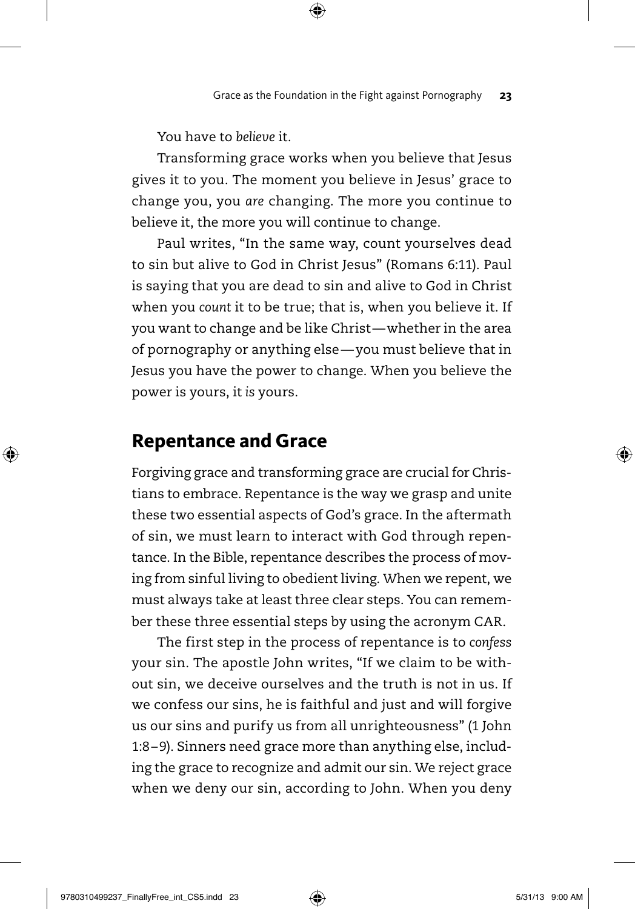You have to *believe* it.

Transforming grace works when you believe that Jesus gives it to you. The moment you believe in Jesus' grace to change you, you *are* changing. The more you continue to believe it, the more you will continue to change.

Paul writes, "In the same way, count yourselves dead to sin but alive to God in Christ Jesus" (Romans 6:11). Paul is saying that you are dead to sin and alive to God in Christ when you *count* it to be true; that is, when you believe it. If you want to change and be like Christ—whether in the area of pornography or anything else—you must believe that in Jesus you have the power to change. When you believe the power is yours, it *is* yours.

## Repentance and Grace

Forgiving grace and transforming grace are crucial for Christians to embrace. Repentance is the way we grasp and unite these two essential aspects of God's grace. In the aftermath of sin, we must learn to interact with God through repentance. In the Bible, repentance describes the process of moving from sinful living to obedient living. When we repent, we must always take at least three clear steps. You can remember these three essential steps by using the acronym CAR.

The first step in the process of repentance is to *confess* your sin. The apostle John writes, "If we claim to be without sin, we deceive ourselves and the truth is not in us. If we confess our sins, he is faithful and just and will forgive us our sins and purify us from all unrighteousness" (1 John 1:8–9). Sinners need grace more than anything else, including the grace to recognize and admit our sin. We reject grace when we deny our sin, according to John. When you deny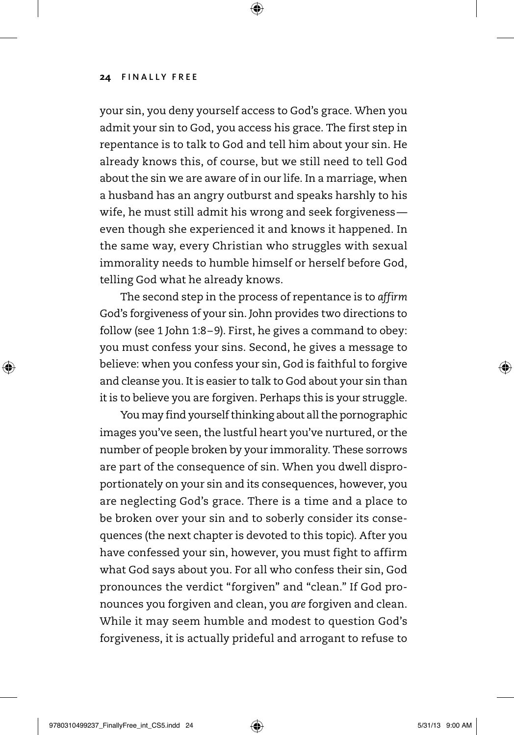your sin, you deny yourself access to God's grace. When you admit your sin to God, you access his grace. The first step in repentance is to talk to God and tell him about your sin. He already knows this, of course, but we still need to tell God about the sin we are aware of in our life. In a marriage, when a husband has an angry outburst and speaks harshly to his wife, he must still admit his wrong and seek forgiveness—even though she experienced it and knows it happened. In the same way, every Christian who struggles with sexual immorality needs to humble himself or herself before God, telling God what he already knows.

The second step in the process of repentance is to *affirm* God's forgiveness of your sin. John provides two directions to follow (see 1 John 1:8–9). First, he gives a command to obey: you must confess your sins. Second, he gives a message to believe: when you confess your sin, God is faithful to forgive and cleanse you. It is easier to talk to God about your sin than it is to believe you are forgiven. Perhaps this is your struggle.

You may find yourself thinking about all the pornographic images you've seen, the lustful heart you've nurtured, or the number of people broken by your immorality. These sorrows are part of the consequence of sin. When you dwell disproportionately on your sin and its consequences, however, you are neglecting God's grace. There is a time and a place to be broken over your sin and to soberly consider its consequences (the next chapter is devoted to this topic). After you have confessed your sin, however, you must fight to affirm what God says about you. For all who confess their sin, God pronounces the verdict "forgiven" and "clean." If God pronounces you forgiven and clean, you *are* forgiven and clean. While it may seem humble and modest to question God's forgiveness, it is actually prideful and arrogant to refuse to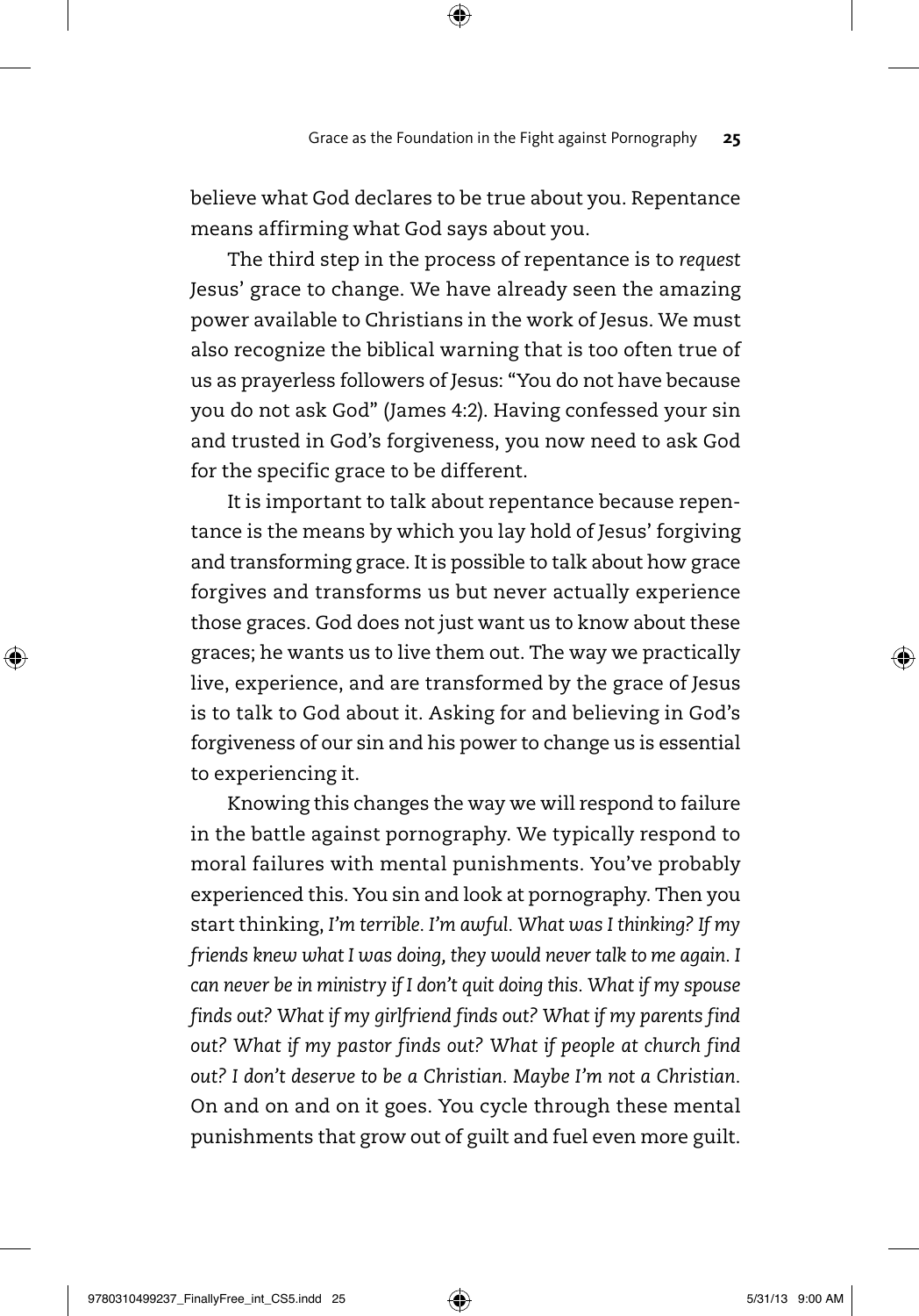believe what God declares to be true about you. Repentance means affirming what God says about you.

The third step in the process of repentance is to *request* Jesus' grace to change. We have already seen the amazing power available to Christians in the work of Jesus. We must also recognize the biblical warning that is too often true of us as prayerless followers of Jesus: "You do not have because you do not ask God" (James 4:2). Having confessed your sin and trusted in God's forgiveness, you now need to ask God for the specific grace to be different.

It is important to talk about repentance because repentance is the means by which you lay hold of Jesus' forgiving and transforming grace. It is possible to talk about how grace forgives and transforms us but never actually experience those graces. God does not just want us to know about these graces; he wants us to live them out. The way we practically live, experience, and are transformed by the grace of Jesus is to talk to God about it. Asking for and believing in God's forgiveness of our sin and his power to change us is essential to experiencing it.

Knowing this changes the way we will respond to failure in the battle against pornography. We typically respond to moral failures with mental punishments. You've probably experienced this. You sin and look at pornography. Then you start thinking, *I'm terrible. I'm awful. What was I thinking? If my friends knew what I was doing, they would never talk to me again. I can never be in ministry if I don't quit doing this. What if my spouse finds out? What if my girlfriend finds out? What if my parents find out? What if my pastor finds out? What if people at church find out? I don't deserve to be a Christian. Maybe I'm not a Christian.* On and on and on it goes. You cycle through these mental punishments that grow out of guilt and fuel even more guilt.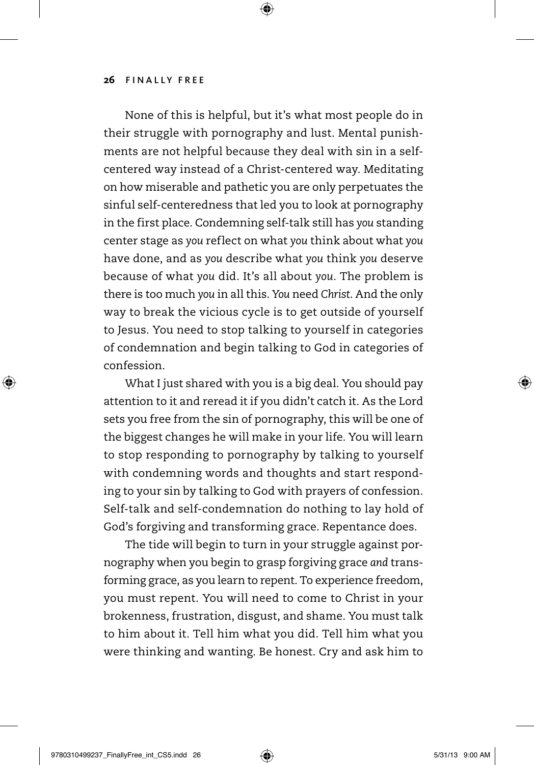None of this is helpful, but it's what most people do in their struggle with pornography and lust. Mental punishments are not helpful because they deal with sin in a self-centered way instead of a Christ-centered way. Meditating on how miserable and pathetic you are only perpetuates the sinful self-centeredness that led you to look at pornography in the first place. Condemning self-talk still has *you* standing center stage as *you* reflect on what *you* think about what *you* have done, and as *you* describe what *you* think *you* deserve because of what *you* did. It's all about *you*. The problem is there is too much *you* in all this. *You* need *Christ*. And the only way to break the vicious cycle is to get outside of yourself to Jesus. You need to stop talking to yourself in categories of condemnation and begin talking to God in categories of confession.

What I just shared with you is a big deal. You should pay attention to it and reread it if you didn't catch it. As the Lord sets you free from the sin of pornography, this will be one of the biggest changes he will make in your life. You will learn to stop responding to pornography by talking to yourself with condemning words and thoughts and start responding to your sin by talking to God with prayers of confession. Self-talk and self-condemnation do nothing to lay hold of God's forgiving and transforming grace. Repentance does.

The tide will begin to turn in your struggle against pornography when you begin to grasp forgiving grace *and* transforming grace, as you learn to repent. To experience freedom, you must repent. You will need to come to Christ in your brokenness, frustration, disgust, and shame. You must talk to him about it. Tell him what you did. Tell him what you were thinking and wanting. Be honest. Cry and ask him to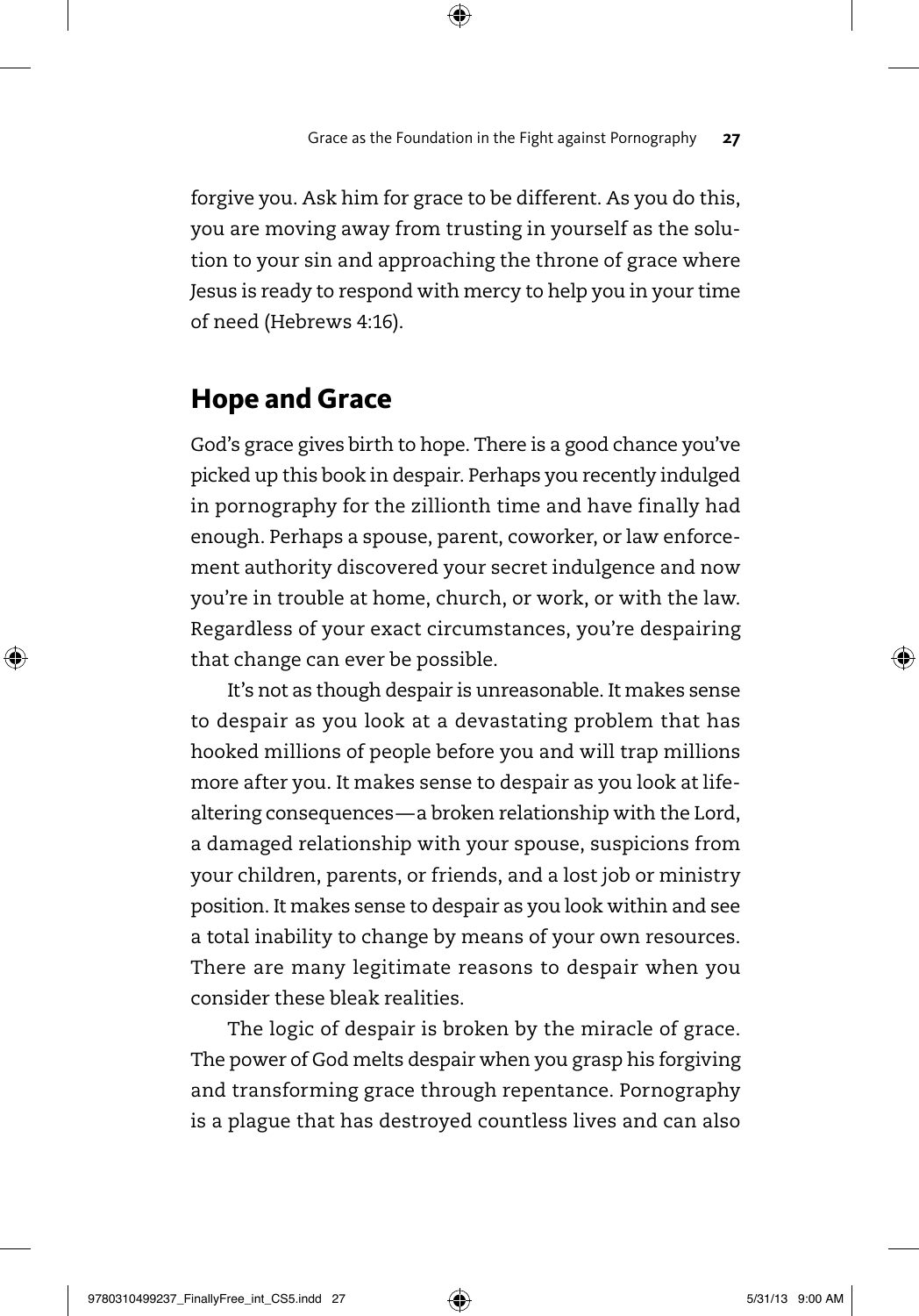forgive you. Ask him for grace to be different. As you do this, you are moving away from trusting in yourself as the solution to your sin and approaching the throne of grace where Jesus is ready to respond with mercy to help you in your time of need (Hebrews 4:16).

## Hope and Grace

God's grace gives birth to hope. There is a good chance you've picked up this book in despair. Perhaps you recently indulged in pornography for the zillionth time and have finally had enough. Perhaps a spouse, parent, coworker, or law enforcement authority discovered your secret indulgence and now you're in trouble at home, church, or work, or with the law. Regardless of your exact circumstances, you're despairing that change can ever be possible.

It's not as though despair is unreasonable. It makes sense to despair as you look at a devastating problem that has hooked millions of people before you and will trap millions more after you. It makes sense to despair as you look at life-altering consequences—a broken relationship with the Lord, a damaged relationship with your spouse, suspicions from your children, parents, or friends, and a lost job or ministry position. It makes sense to despair as you look within and see a total inability to change by means of your own resources. There are many legitimate reasons to despair when you consider these bleak realities.

The logic of despair is broken by the miracle of grace. The power of God melts despair when you grasp his forgiving and transforming grace through repentance. Pornography is a plague that has destroyed countless lives and can also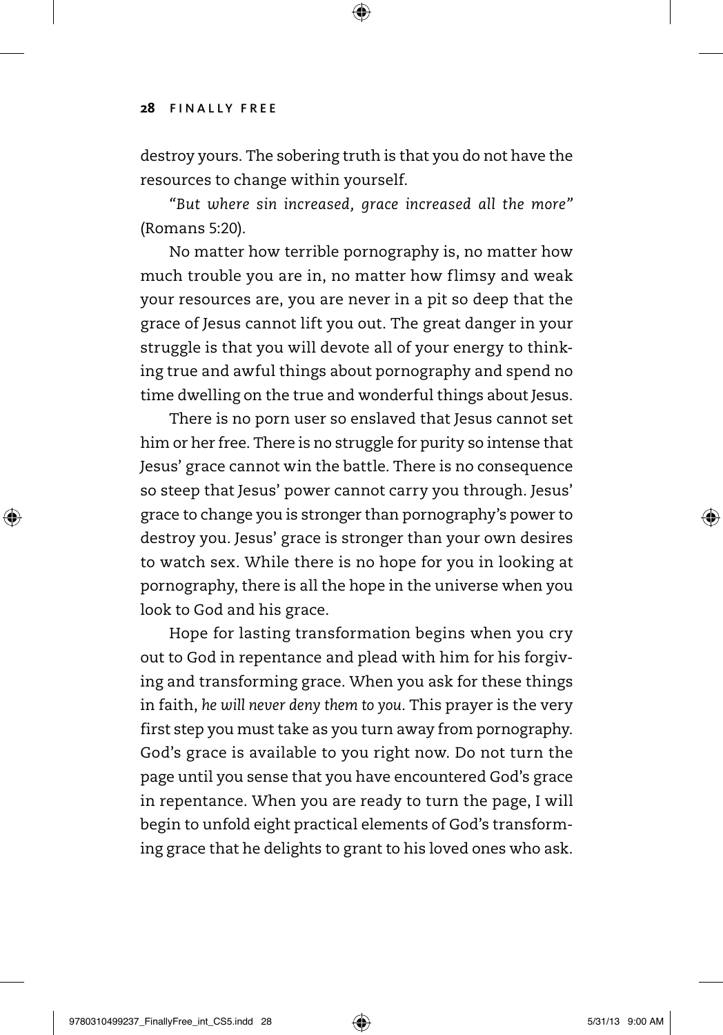destroy yours. The sobering truth is that you do not have the resources to change within yourself.

*"But where sin increased, grace increased all the more"* (Romans 5:20).

No matter how terrible pornography is, no matter how much trouble you are in, no matter how flimsy and weak your resources are, you are never in a pit so deep that the grace of Jesus cannot lift you out. The great danger in your struggle is that you will devote all of your energy to thinking true and awful things about pornography and spend no time dwelling on the true and wonderful things about Jesus.

There is no porn user so enslaved that Jesus cannot set him or her free. There is no struggle for purity so intense that Jesus' grace cannot win the battle. There is no consequence so steep that Jesus' power cannot carry you through. Jesus' grace to change you is stronger than pornography's power to destroy you. Jesus' grace is stronger than your own desires to watch sex. While there is no hope for you in looking at pornography, there is all the hope in the universe when you look to God and his grace.

Hope for lasting transformation begins when you cry out to God in repentance and plead with him for his forgiving and transforming grace. When you ask for these things in faith, *he will never deny them to you*. This prayer is the very first step you must take as you turn away from pornography. God's grace is available to you right now. Do not turn the page until you sense that you have encountered God's grace in repentance. When you are ready to turn the page, I will begin to unfold eight practical elements of God's transforming grace that he delights to grant to his loved ones who ask.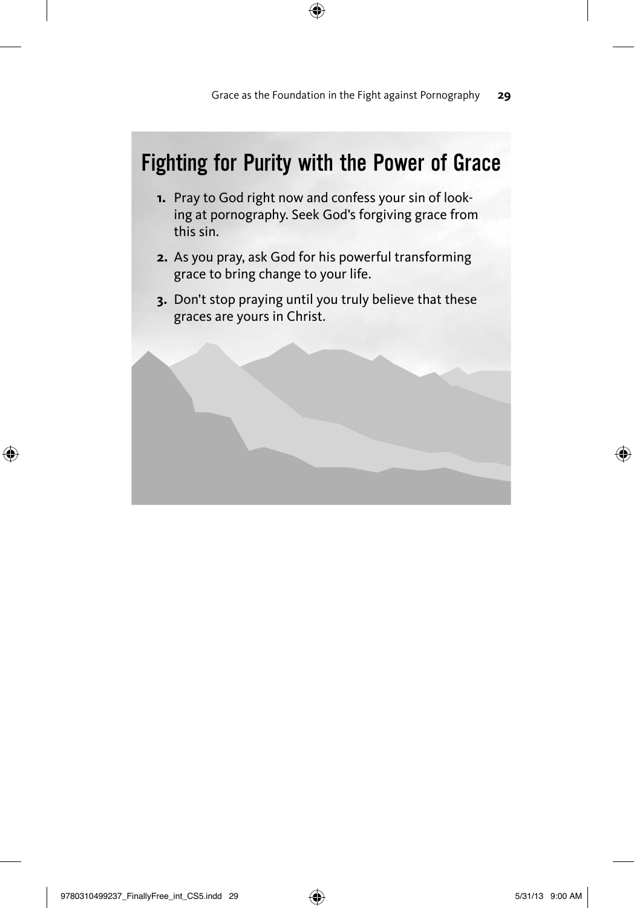## Fighting for Purity with the Power of Grace

1. Pray to God right now and confess your sin of looking at pornography. Seek God's forgiving grace from this sin.
2. As you pray, ask God for his powerful transforming grace to bring change to your life.
3. Don't stop praying until you truly believe that these graces are yours in Christ.